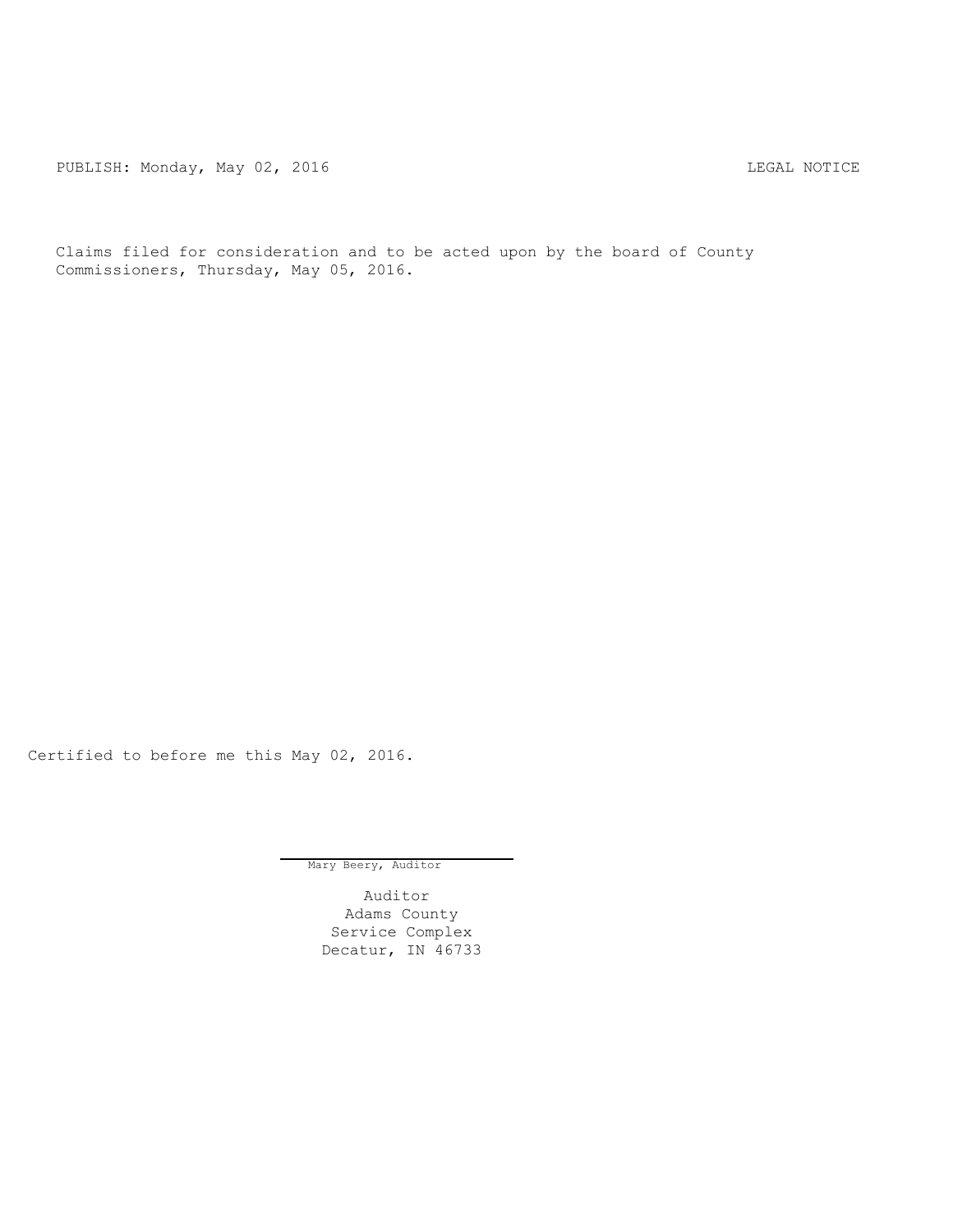PUBLISH: Monday, May 02, 2016 LEGAL NOTICE

Claims filed for consideration and to be acted upon by the board of County Commissioners, Thursday, May 05, 2016.

Certified to before me this May 02, 2016.

Mary Beery, Auditor

Auditor
Adams County
Service Complex
Decatur, IN 46733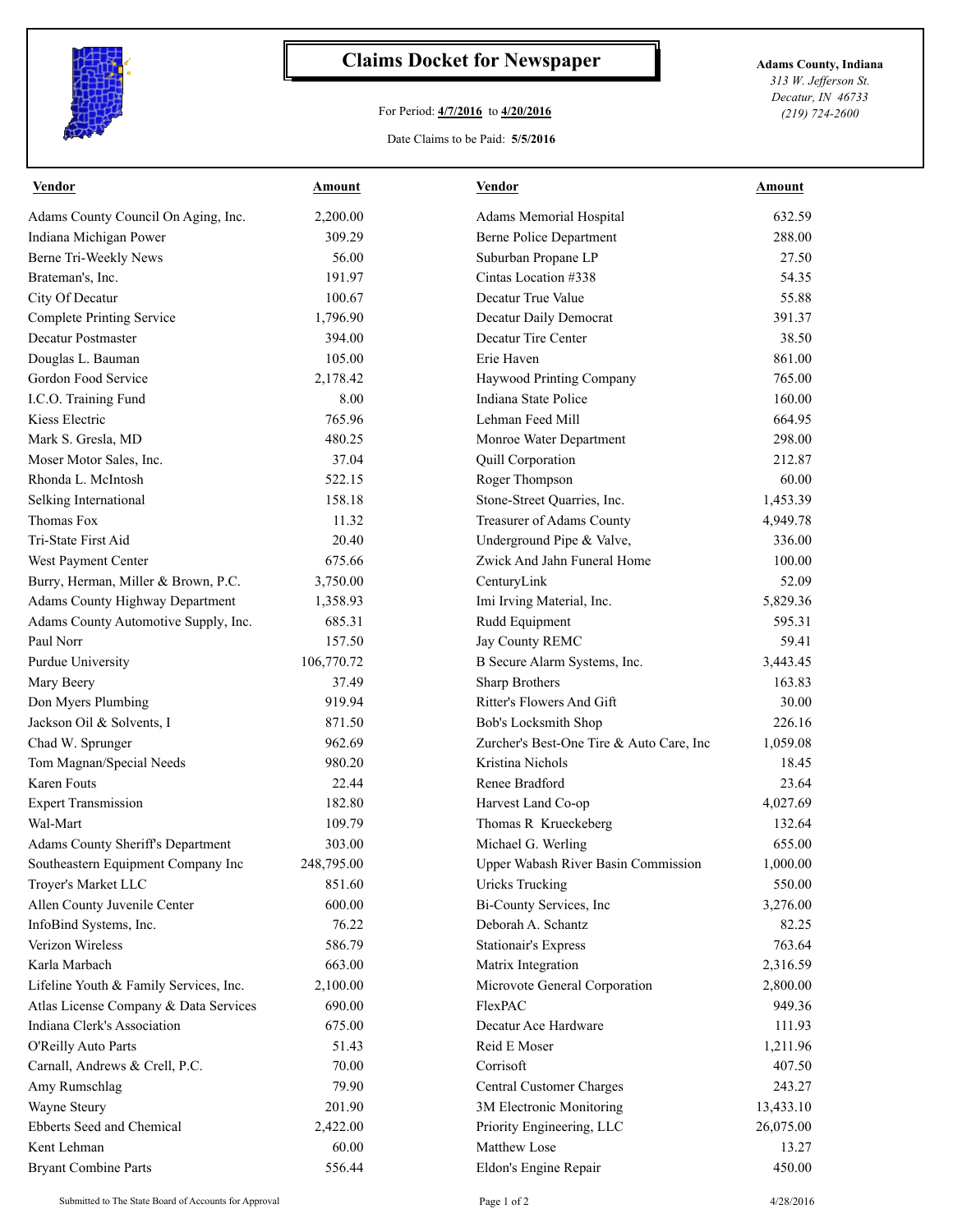# Claims Docket for Newspaper

For Period: **4/7/2016** to **4/20/2016**

Date Claims to be Paid: **5/5/2016**

**Adams County, Indiana**
*313 W. Jefferson St.*
*Decatur, IN 46733*
*(219) 724-2600*

| Vendor | Amount | Vendor | Amount |
|---|---|---|---|
| Adams County Council On Aging, Inc. | 2,200.00 | Adams Memorial Hospital | 632.59 |
| Indiana Michigan Power | 309.29 | Berne Police Department | 288.00 |
| Berne Tri-Weekly News | 56.00 | Suburban Propane LP | 27.50 |
| Brateman's, Inc. | 191.97 | Cintas Location #338 | 54.35 |
| City Of Decatur | 100.67 | Decatur True Value | 55.88 |
| Complete Printing Service | 1,796.90 | Decatur Daily Democrat | 391.37 |
| Decatur Postmaster | 394.00 | Decatur Tire Center | 38.50 |
| Douglas L. Bauman | 105.00 | Erie Haven | 861.00 |
| Gordon Food Service | 2,178.42 | Haywood Printing Company | 765.00 |
| I.C.O. Training Fund | 8.00 | Indiana State Police | 160.00 |
| Kiess Electric | 765.96 | Lehman Feed Mill | 664.95 |
| Mark S. Gresla, MD | 480.25 | Monroe Water Department | 298.00 |
| Moser Motor Sales, Inc. | 37.04 | Quill Corporation | 212.87 |
| Rhonda L. McIntosh | 522.15 | Roger Thompson | 60.00 |
| Selking International | 158.18 | Stone-Street Quarries, Inc. | 1,453.39 |
| Thomas Fox | 11.32 | Treasurer of Adams County | 4,949.78 |
| Tri-State First Aid | 20.40 | Underground Pipe & Valve, | 336.00 |
| West Payment Center | 675.66 | Zwick And Jahn Funeral Home | 100.00 |
| Burry, Herman, Miller & Brown, P.C. | 3,750.00 | CenturyLink | 52.09 |
| Adams County Highway Department | 1,358.93 | Imi Irving Material, Inc. | 5,829.36 |
| Adams County Automotive Supply, Inc. | 685.31 | Rudd Equipment | 595.31 |
| Paul Norr | 157.50 | Jay County REMC | 59.41 |
| Purdue University | 106,770.72 | B Secure Alarm Systems, Inc. | 3,443.45 |
| Mary Beery | 37.49 | Sharp Brothers | 163.83 |
| Don Myers Plumbing | 919.94 | Ritter's Flowers And Gift | 30.00 |
| Jackson Oil & Solvents, I | 871.50 | Bob's Locksmith Shop | 226.16 |
| Chad W. Sprunger | 962.69 | Zurcher's Best-One Tire & Auto Care, Inc | 1,059.08 |
| Tom Magnan/Special Needs | 980.20 | Kristina Nichols | 18.45 |
| Karen Fouts | 22.44 | Renee Bradford | 23.64 |
| Expert Transmission | 182.80 | Harvest Land Co-op | 4,027.69 |
| Wal-Mart | 109.79 | Thomas R Krueckeberg | 132.64 |
| Adams County Sheriff's Department | 303.00 | Michael G. Werling | 655.00 |
| Southeastern Equipment Company Inc | 248,795.00 | Upper Wabash River Basin Commission | 1,000.00 |
| Troyer's Market LLC | 851.60 | Uricks Trucking | 550.00 |
| Allen County Juvenile Center | 600.00 | Bi-County Services, Inc | 3,276.00 |
| InfoBind Systems, Inc. | 76.22 | Deborah A. Schantz | 82.25 |
| Verizon Wireless | 586.79 | Stationair's Express | 763.64 |
| Karla Marbach | 663.00 | Matrix Integration | 2,316.59 |
| Lifeline Youth & Family Services, Inc. | 2,100.00 | Microvote General Corporation | 2,800.00 |
| Atlas License Company & Data Services | 690.00 | FlexPAC | 949.36 |
| Indiana Clerk's Association | 675.00 | Decatur Ace Hardware | 111.93 |
| O'Reilly Auto Parts | 51.43 | Reid E Moser | 1,211.96 |
| Carnall, Andrews & Crell, P.C. | 70.00 | Corrisoft | 407.50 |
| Amy Rumschlag | 79.90 | Central Customer Charges | 243.27 |
| Wayne Steury | 201.90 | 3M Electronic Monitoring | 13,433.10 |
| Ebberts Seed and Chemical | 2,422.00 | Priority Engineering, LLC | 26,075.00 |
| Kent Lehman | 60.00 | Matthew Lose | 13.27 |
| Bryant Combine Parts | 556.44 | Eldon's Engine Repair | 450.00 |

Submitted to The State Board of Accounts for Approval — 4/28/2016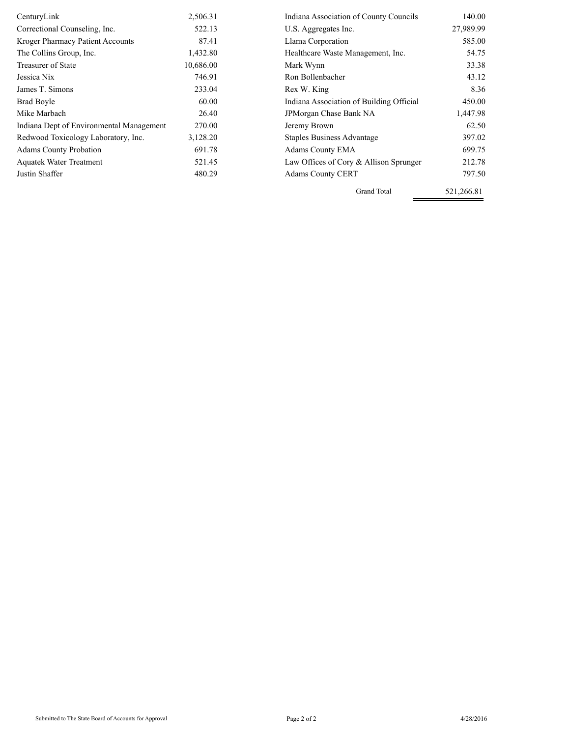| | | | |
|---|---|---|---|
| CenturyLink | 2,506.31 | Indiana Association of County Councils | 140.00 |
| Correctional Counseling, Inc. | 522.13 | U.S. Aggregates Inc. | 27,989.99 |
| Kroger Pharmacy Patient Accounts | 87.41 | Llama Corporation | 585.00 |
| The Collins Group, Inc. | 1,432.80 | Healthcare Waste Management, Inc. | 54.75 |
| Treasurer of State | 10,686.00 | Mark Wynn | 33.38 |
| Jessica Nix | 746.91 | Ron Bollenbacher | 43.12 |
| James T. Simons | 233.04 | Rex W. King | 8.36 |
| Brad Boyle | 60.00 | Indiana Association of Building Official | 450.00 |
| Mike Marbach | 26.40 | JPMorgan Chase Bank NA | 1,447.98 |
| Indiana Dept of Environmental Management | 270.00 | Jeremy Brown | 62.50 |
| Redwood Toxicology Laboratory, Inc. | 3,128.20 | Staples Business Advantage | 397.02 |
| Adams County Probation | 691.78 | Adams County EMA | 699.75 |
| Aquatek Water Treatment | 521.45 | Law Offices of Cory & Allison Sprunger | 212.78 |
| Justin Shaffer | 480.29 | Adams County CERT | 797.50 |
| | | Grand Total | 521,266.81 |

Submitted to The State Board of Accounts for Approval

4/28/2016